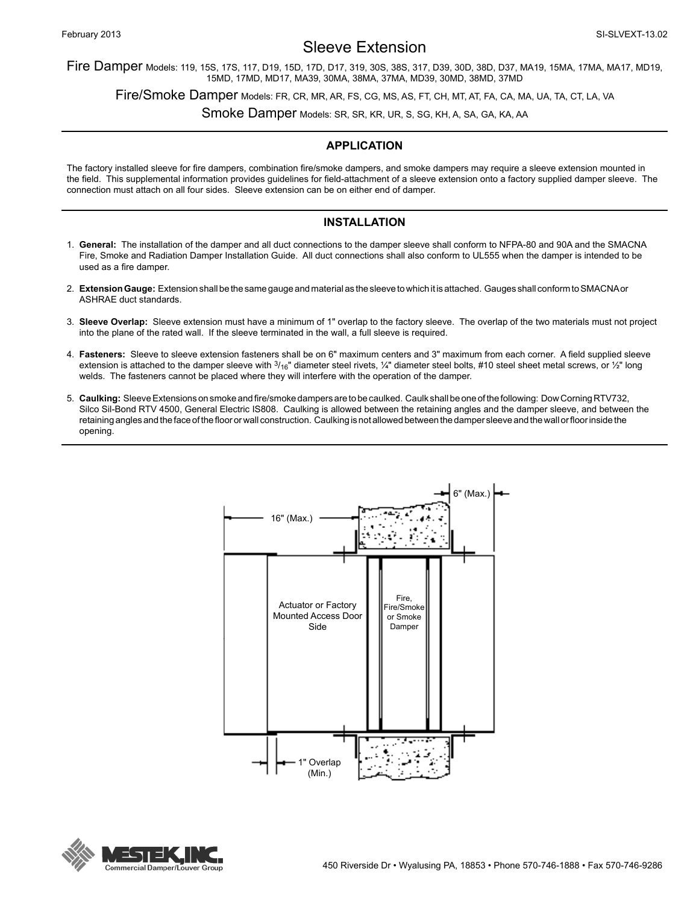February 2013 SI-SLVEXT-13.02

# Sleeve Extension

**Fire Damper** Models: 119, 15S, 17S, 117, D19, 15D, 17D, D17, 319, 30S, 38S, 317, D39, 30D, 38D, D37, MA19, 15MA, 17MA, MA17, MD19, 15MD, 17MD, MD17, MA39, 30MA, 38MA, 37MA, MD39, 30MD, 38MD, 37MD

**Fire/Smoke Damper** Models: FR, CR, MR, AR, FS, CG, MS, AS, FT, CH, MT, AT, FA, CA, MA, UA, TA, CT, LA, VA

**Smoke Damper** Models: SR, SR, KR, UR, S, SG, KH, A, SA, GA, KA, AA

## APPLICATION

The factory installed sleeve for fire dampers, combination fire/smoke dampers, and smoke dampers may require a sleeve extension mounted in the field. This supplemental information provides guidelines for field-attachment of a sleeve extension onto a factory supplied damper sleeve. The connection must attach on all four sides. Sleeve extension can be on either end of damper.

## INSTALLATION

1. **General:** The installation of the damper and all duct connections to the damper sleeve shall conform to NFPA-80 and 90A and the SMACNA Fire, Smoke and Radiation Damper Installation Guide. All duct connections shall also conform to UL555 when the damper is intended to be used as a fire damper.
2. **Extension Gauge:** Extension shall be the same gauge and material as the sleeve to which it is attached. Gauges shall conform to SMACNA or ASHRAE duct standards.
3. **Sleeve Overlap:** Sleeve extension must have a minimum of 1" overlap to the factory sleeve. The overlap of the two materials must not project into the plane of the rated wall. If the sleeve terminated in the wall, a full sleeve is required.
4. **Fasteners:** Sleeve to sleeve extension fasteners shall be on 6" maximum centers and 3" maximum from each corner. A field supplied sleeve extension is attached to the damper sleeve with 3/16" diameter steel rivets, ¼" diameter steel bolts, #10 steel sheet metal screws, or ½" long welds. The fasteners cannot be placed where they will interfere with the operation of the damper.
5. **Caulking:** Sleeve Extensions on smoke and fire/smoke dampers are to be caulked. Caulk shall be one of the following: Dow Corning RTV732, Silco Sil-Bond RTV 4500, General Electric IS808. Caulking is allowed between the retaining angles and the damper sleeve, and between the retaining angles and the face of the floor or wall construction. Caulking is not allowed between the damper sleeve and the wall or floor inside the opening.

6" (Max.)

16" (Max.)

Actuator or Factory Mounted Access Door Side

Fire, Fire/Smoke or Smoke Damper

1" Overlap (Min.)

MESTEK, INC.
Commercial Damper/Louver Group

450 Riverside Dr • Wyalusing PA, 18853 • Phone 570-746-1888 • Fax 570-746-9286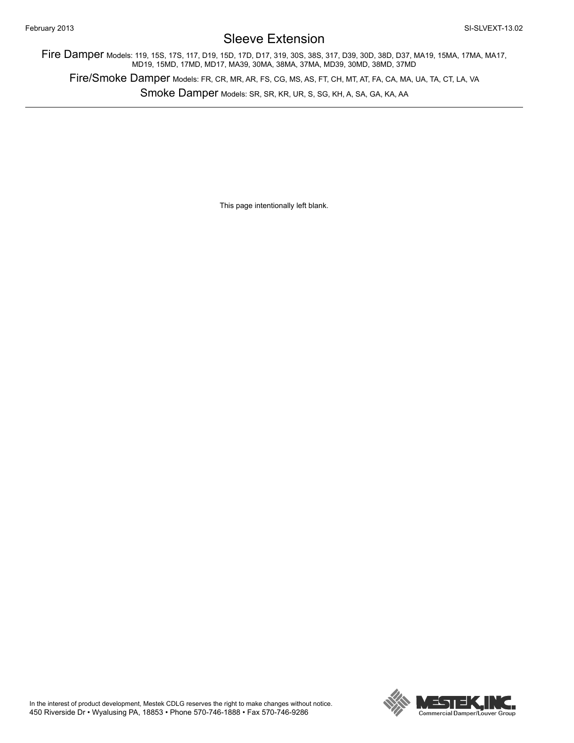# Sleeve Extension

Fire Damper Models: 119, 15S, 17S, 117, D19, 15D, 17D, D17, 319, 30S, 38S, 317, D39, 30D, 38D, D37, MA19, 15MA, 17MA, MA17, MD19, 15MD, 17MD, MD17, MA39, 30MA, 38MA, 37MA, MD39, 30MD, 38MD, 37MD

Fire/Smoke Damper Models: FR, CR, MR, AR, FS, CG, MS, AS, FT, CH, MT, AT, FA, CA, MA, UA, TA, CT, LA, VA

Smoke Damper Models: SR, SR, KR, UR, S, SG, KH, A, SA, GA, KA, AA

This page intentionally left blank.

In the interest of product development, Mestek CDLG reserves the right to make changes without notice.
450 Riverside Dr • Wyalusing PA, 18853 • Phone 570-746-1888 • Fax 570-746-9286

MESTEK, INC.
Commercial Damper/Louver Group